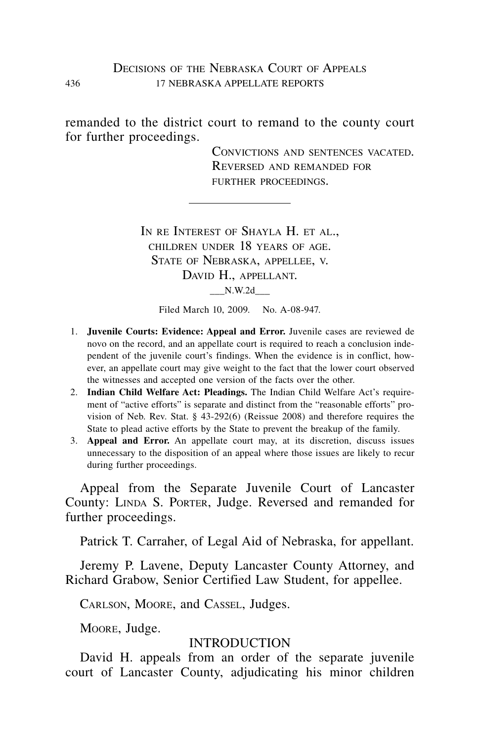remanded to the district court to remand to the county court for further proceedings.

CONVICTIONS AND SENTENCES VACATED.
REVERSED AND REMANDED FOR
FURTHER PROCEEDINGS.

---

IN RE INTEREST OF SHAYLA H. ET AL.,
CHILDREN UNDER 18 YEARS OF AGE.
STATE OF NEBRASKA, APPELLEE, V.
DAVID H., APPELLANT.
___N.W.2d___

Filed March 10, 2009. No. A-08-947.

1. **Juvenile Courts: Evidence: Appeal and Error.** Juvenile cases are reviewed de novo on the record, and an appellate court is required to reach a conclusion independent of the juvenile court's findings. When the evidence is in conflict, however, an appellate court may give weight to the fact that the lower court observed the witnesses and accepted one version of the facts over the other.
2. **Indian Child Welfare Act: Pleadings.** The Indian Child Welfare Act's requirement of "active efforts" is separate and distinct from the "reasonable efforts" provision of Neb. Rev. Stat. § 43-292(6) (Reissue 2008) and therefore requires the State to plead active efforts by the State to prevent the breakup of the family.
3. **Appeal and Error.** An appellate court may, at its discretion, discuss issues unnecessary to the disposition of an appeal where those issues are likely to recur during further proceedings.

Appeal from the Separate Juvenile Court of Lancaster County: LINDA S. PORTER, Judge. Reversed and remanded for further proceedings.

Patrick T. Carraher, of Legal Aid of Nebraska, for appellant.

Jeremy P. Lavene, Deputy Lancaster County Attorney, and Richard Grabow, Senior Certified Law Student, for appellee.

CARLSON, MOORE, and CASSEL, Judges.

MOORE, Judge.

## INTRODUCTION

David H. appeals from an order of the separate juvenile court of Lancaster County, adjudicating his minor children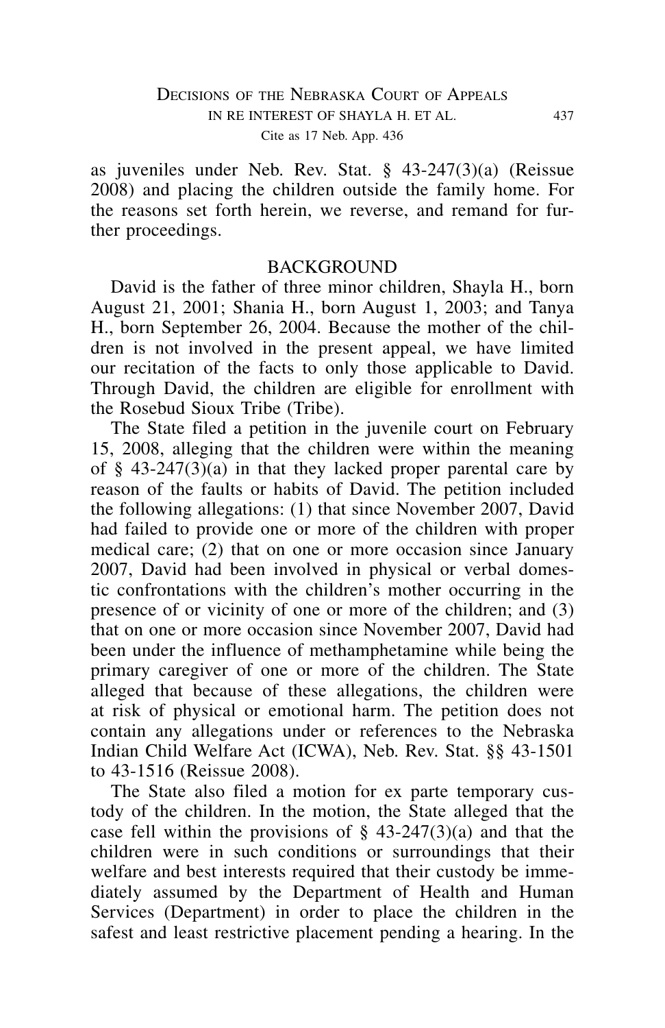as juveniles under Neb. Rev. Stat. § 43-247(3)(a) (Reissue 2008) and placing the children outside the family home. For the reasons set forth herein, we reverse, and remand for further proceedings.

## BACKGROUND

David is the father of three minor children, Shayla H., born August 21, 2001; Shania H., born August 1, 2003; and Tanya H., born September 26, 2004. Because the mother of the children is not involved in the present appeal, we have limited our recitation of the facts to only those applicable to David. Through David, the children are eligible for enrollment with the Rosebud Sioux Tribe (Tribe).

The State filed a petition in the juvenile court on February 15, 2008, alleging that the children were within the meaning of § 43-247(3)(a) in that they lacked proper parental care by reason of the faults or habits of David. The petition included the following allegations: (1) that since November 2007, David had failed to provide one or more of the children with proper medical care; (2) that on one or more occasion since January 2007, David had been involved in physical or verbal domestic confrontations with the children's mother occurring in the presence of or vicinity of one or more of the children; and (3) that on one or more occasion since November 2007, David had been under the influence of methamphetamine while being the primary caregiver of one or more of the children. The State alleged that because of these allegations, the children were at risk of physical or emotional harm. The petition does not contain any allegations under or references to the Nebraska Indian Child Welfare Act (ICWA), Neb. Rev. Stat. §§ 43-1501 to 43-1516 (Reissue 2008).

The State also filed a motion for ex parte temporary custody of the children. In the motion, the State alleged that the case fell within the provisions of § 43-247(3)(a) and that the children were in such conditions or surroundings that their welfare and best interests required that their custody be immediately assumed by the Department of Health and Human Services (Department) in order to place the children in the safest and least restrictive placement pending a hearing. In the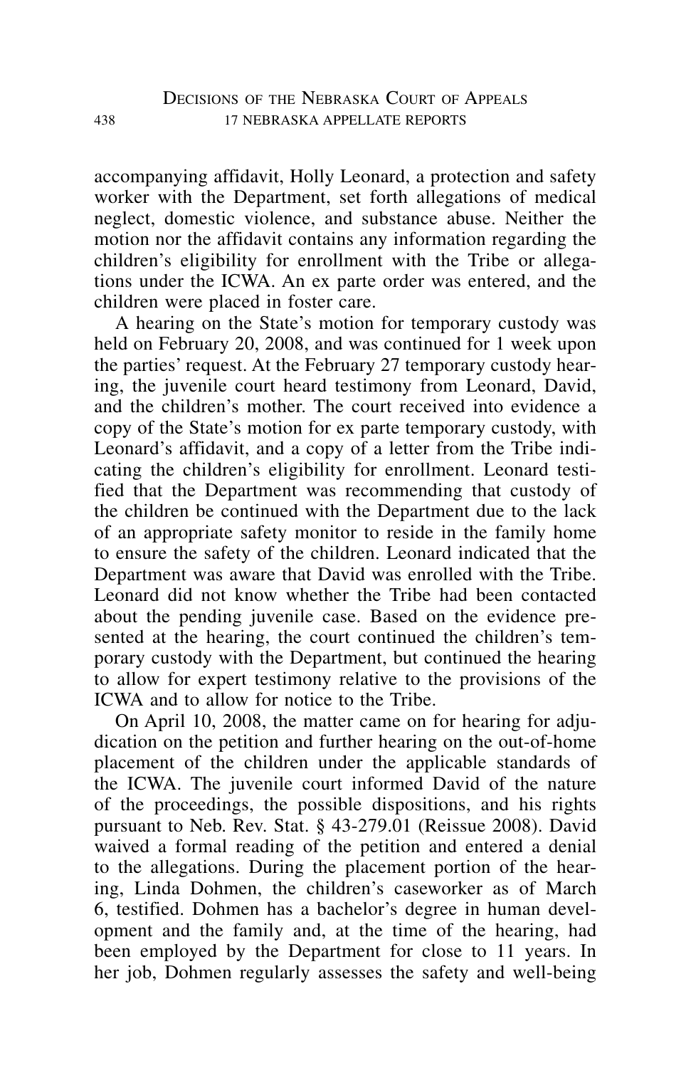accompanying affidavit, Holly Leonard, a protection and safety worker with the Department, set forth allegations of medical neglect, domestic violence, and substance abuse. Neither the motion nor the affidavit contains any information regarding the children's eligibility for enrollment with the Tribe or allegations under the ICWA. An ex parte order was entered, and the children were placed in foster care.

A hearing on the State's motion for temporary custody was held on February 20, 2008, and was continued for 1 week upon the parties' request. At the February 27 temporary custody hearing, the juvenile court heard testimony from Leonard, David, and the children's mother. The court received into evidence a copy of the State's motion for ex parte temporary custody, with Leonard's affidavit, and a copy of a letter from the Tribe indicating the children's eligibility for enrollment. Leonard testified that the Department was recommending that custody of the children be continued with the Department due to the lack of an appropriate safety monitor to reside in the family home to ensure the safety of the children. Leonard indicated that the Department was aware that David was enrolled with the Tribe. Leonard did not know whether the Tribe had been contacted about the pending juvenile case. Based on the evidence presented at the hearing, the court continued the children's temporary custody with the Department, but continued the hearing to allow for expert testimony relative to the provisions of the ICWA and to allow for notice to the Tribe.

On April 10, 2008, the matter came on for hearing for adjudication on the petition and further hearing on the out-of-home placement of the children under the applicable standards of the ICWA. The juvenile court informed David of the nature of the proceedings, the possible dispositions, and his rights pursuant to Neb. Rev. Stat. § 43-279.01 (Reissue 2008). David waived a formal reading of the petition and entered a denial to the allegations. During the placement portion of the hearing, Linda Dohmen, the children's caseworker as of March 6, testified. Dohmen has a bachelor's degree in human development and the family and, at the time of the hearing, had been employed by the Department for close to 11 years. In her job, Dohmen regularly assesses the safety and well-being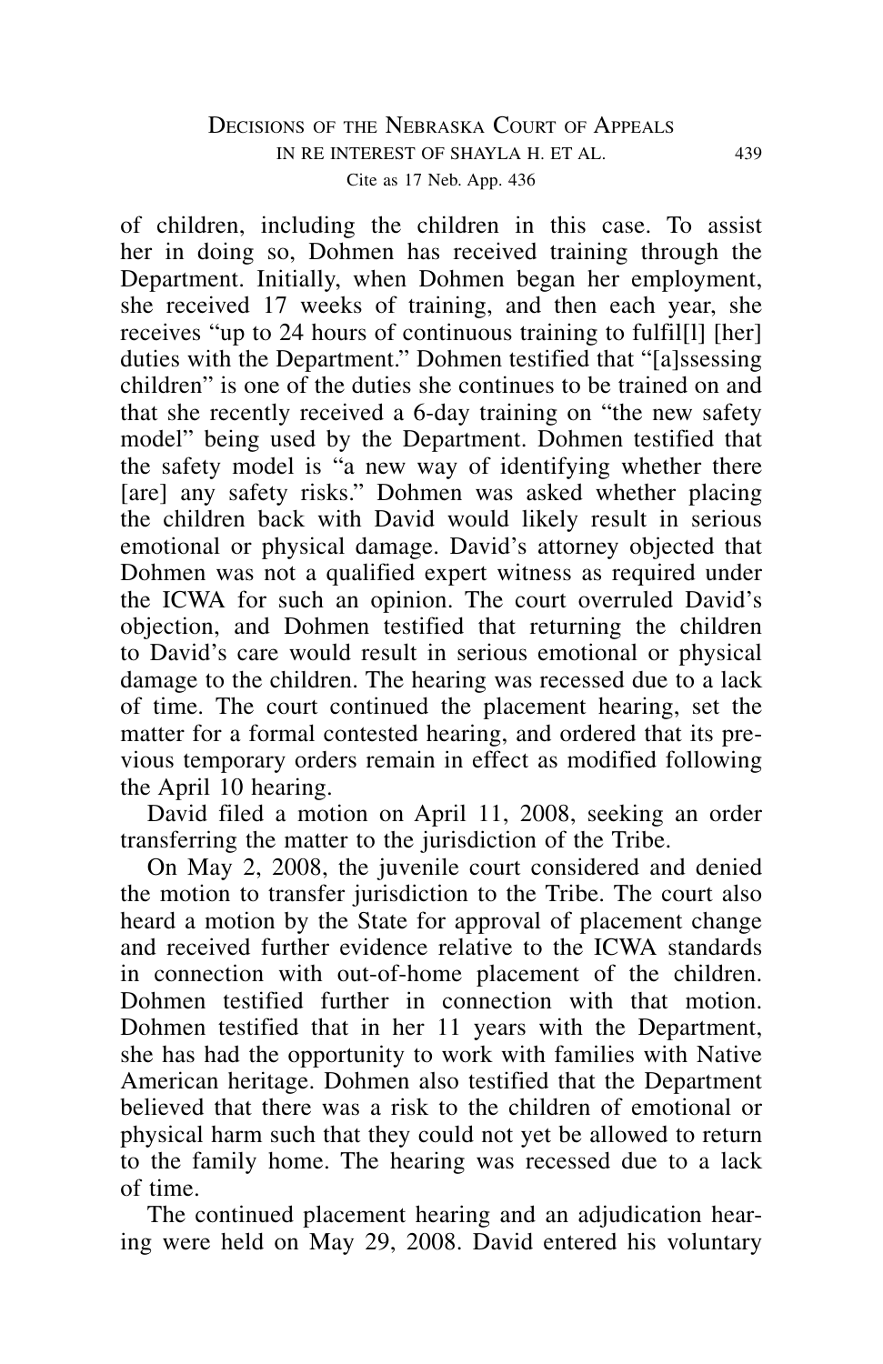of children, including the children in this case. To assist her in doing so, Dohmen has received training through the Department. Initially, when Dohmen began her employment, she received 17 weeks of training, and then each year, she receives "up to 24 hours of continuous training to fulfil[l] [her] duties with the Department." Dohmen testified that "[a]ssessing children" is one of the duties she continues to be trained on and that she recently received a 6-day training on "the new safety model" being used by the Department. Dohmen testified that the safety model is "a new way of identifying whether there [are] any safety risks." Dohmen was asked whether placing the children back with David would likely result in serious emotional or physical damage. David's attorney objected that Dohmen was not a qualified expert witness as required under the ICWA for such an opinion. The court overruled David's objection, and Dohmen testified that returning the children to David's care would result in serious emotional or physical damage to the children. The hearing was recessed due to a lack of time. The court continued the placement hearing, set the matter for a formal contested hearing, and ordered that its previous temporary orders remain in effect as modified following the April 10 hearing.

David filed a motion on April 11, 2008, seeking an order transferring the matter to the jurisdiction of the Tribe.

On May 2, 2008, the juvenile court considered and denied the motion to transfer jurisdiction to the Tribe. The court also heard a motion by the State for approval of placement change and received further evidence relative to the ICWA standards in connection with out-of-home placement of the children. Dohmen testified further in connection with that motion. Dohmen testified that in her 11 years with the Department, she has had the opportunity to work with families with Native American heritage. Dohmen also testified that the Department believed that there was a risk to the children of emotional or physical harm such that they could not yet be allowed to return to the family home. The hearing was recessed due to a lack of time.

The continued placement hearing and an adjudication hearing were held on May 29, 2008. David entered his voluntary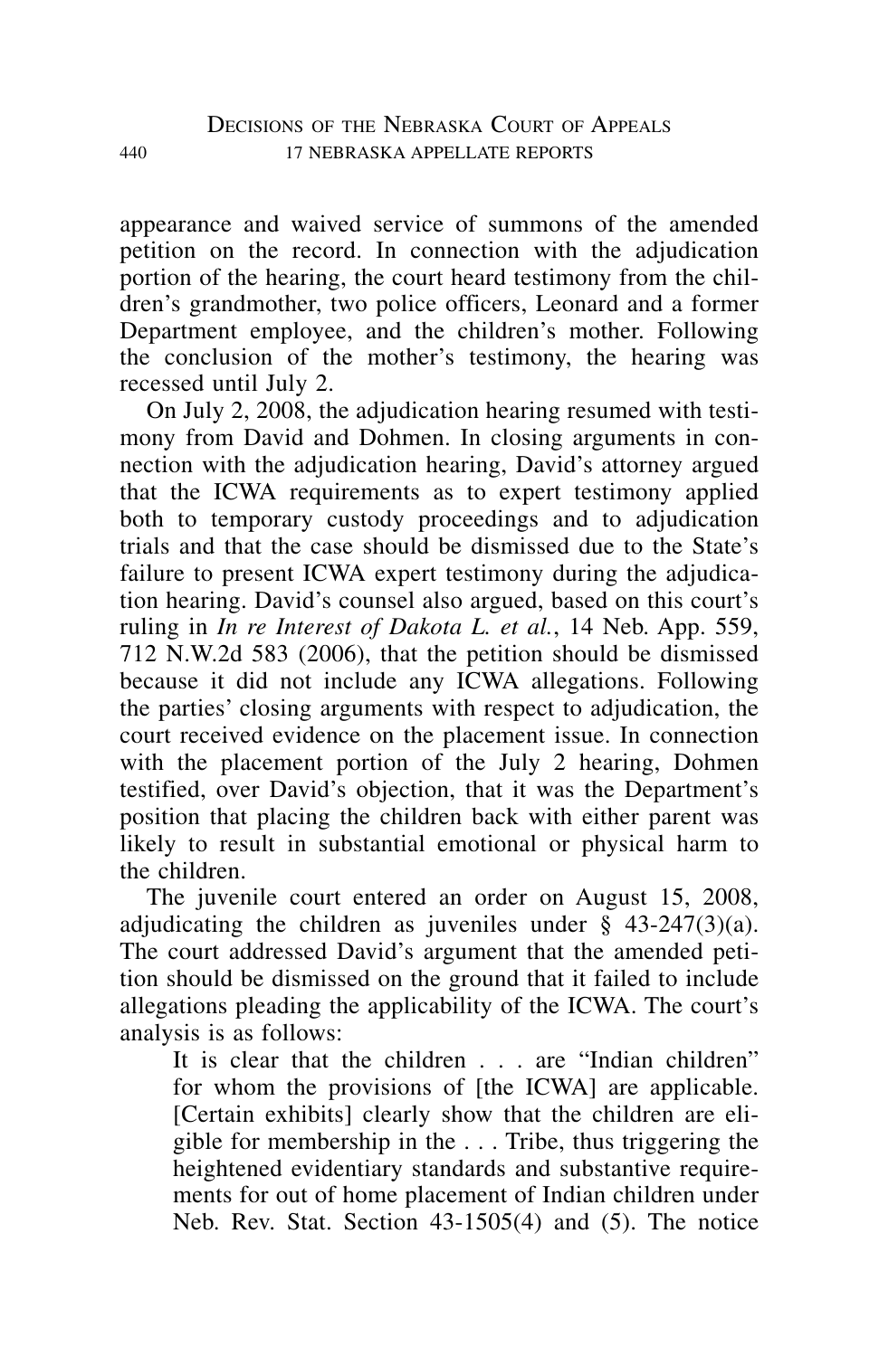appearance and waived service of summons of the amended petition on the record. In connection with the adjudication portion of the hearing, the court heard testimony from the children's grandmother, two police officers, Leonard and a former Department employee, and the children's mother. Following the conclusion of the mother's testimony, the hearing was recessed until July 2.

On July 2, 2008, the adjudication hearing resumed with testimony from David and Dohmen. In closing arguments in connection with the adjudication hearing, David's attorney argued that the ICWA requirements as to expert testimony applied both to temporary custody proceedings and to adjudication trials and that the case should be dismissed due to the State's failure to present ICWA expert testimony during the adjudication hearing. David's counsel also argued, based on this court's ruling in *In re Interest of Dakota L. et al.*, 14 Neb. App. 559, 712 N.W.2d 583 (2006), that the petition should be dismissed because it did not include any ICWA allegations. Following the parties' closing arguments with respect to adjudication, the court received evidence on the placement issue. In connection with the placement portion of the July 2 hearing, Dohmen testified, over David's objection, that it was the Department's position that placing the children back with either parent was likely to result in substantial emotional or physical harm to the children.

The juvenile court entered an order on August 15, 2008, adjudicating the children as juveniles under § 43-247(3)(a). The court addressed David's argument that the amended petition should be dismissed on the ground that it failed to include allegations pleading the applicability of the ICWA. The court's analysis is as follows:

> It is clear that the children . . . are "Indian children" for whom the provisions of [the ICWA] are applicable. [Certain exhibits] clearly show that the children are eligible for membership in the . . . Tribe, thus triggering the heightened evidentiary standards and substantive requirements for out of home placement of Indian children under Neb. Rev. Stat. Section 43-1505(4) and (5). The notice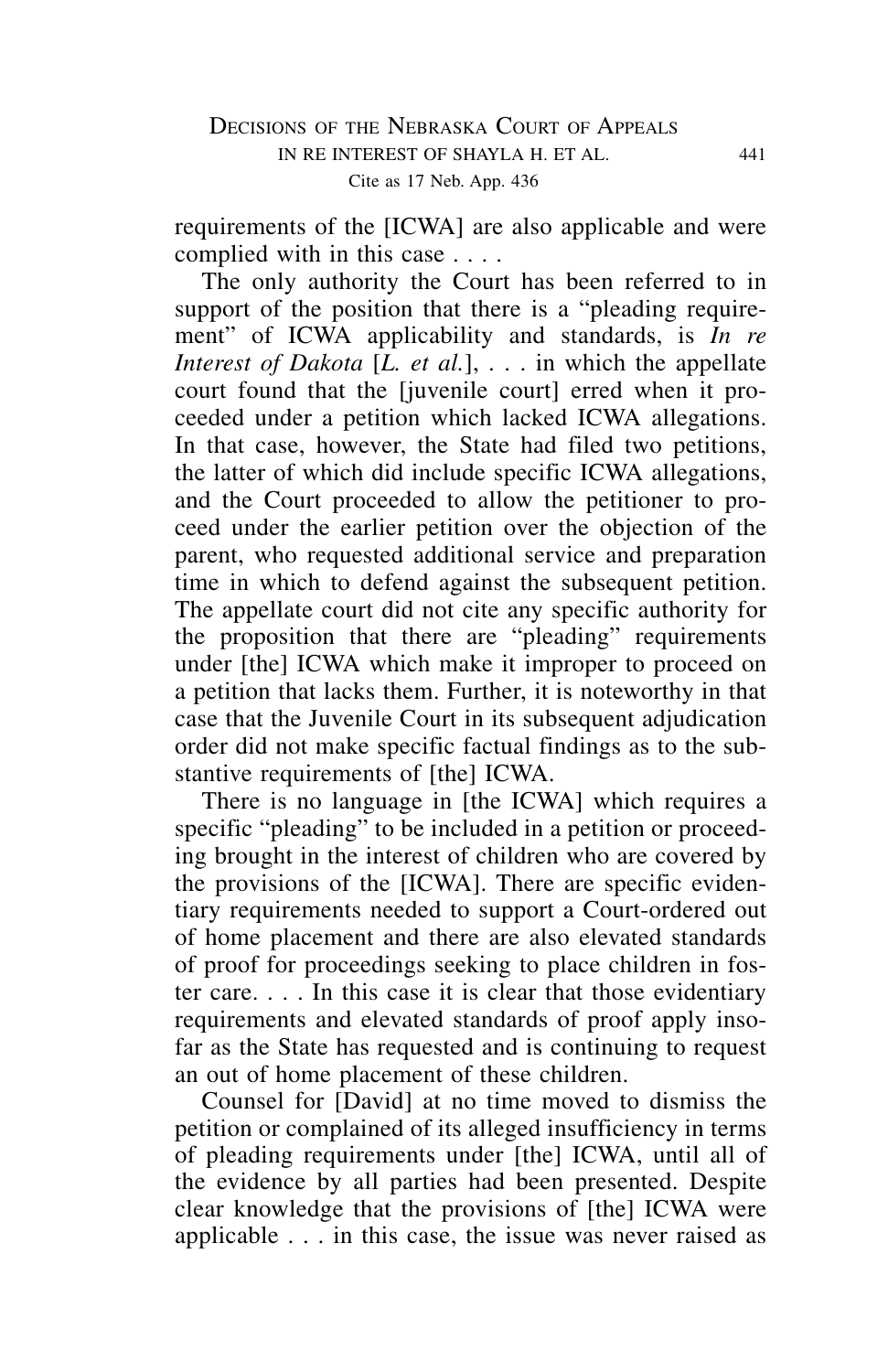requirements of the [ICWA] are also applicable and were complied with in this case . . . .

The only authority the Court has been referred to in support of the position that there is a "pleading requirement" of ICWA applicability and standards, is *In re Interest of Dakota* [*L. et al.*], . . . in which the appellate court found that the [juvenile court] erred when it proceeded under a petition which lacked ICWA allegations. In that case, however, the State had filed two petitions, the latter of which did include specific ICWA allegations, and the Court proceeded to allow the petitioner to proceed under the earlier petition over the objection of the parent, who requested additional service and preparation time in which to defend against the subsequent petition. The appellate court did not cite any specific authority for the proposition that there are "pleading" requirements under [the] ICWA which make it improper to proceed on a petition that lacks them. Further, it is noteworthy in that case that the Juvenile Court in its subsequent adjudication order did not make specific factual findings as to the substantive requirements of [the] ICWA.

There is no language in [the ICWA] which requires a specific "pleading" to be included in a petition or proceeding brought in the interest of children who are covered by the provisions of the [ICWA]. There are specific evidentiary requirements needed to support a Court-ordered out of home placement and there are also elevated standards of proof for proceedings seeking to place children in foster care. . . . In this case it is clear that those evidentiary requirements and elevated standards of proof apply insofar as the State has requested and is continuing to request an out of home placement of these children.

Counsel for [David] at no time moved to dismiss the petition or complained of its alleged insufficiency in terms of pleading requirements under [the] ICWA, until all of the evidence by all parties had been presented. Despite clear knowledge that the provisions of [the] ICWA were applicable . . . in this case, the issue was never raised as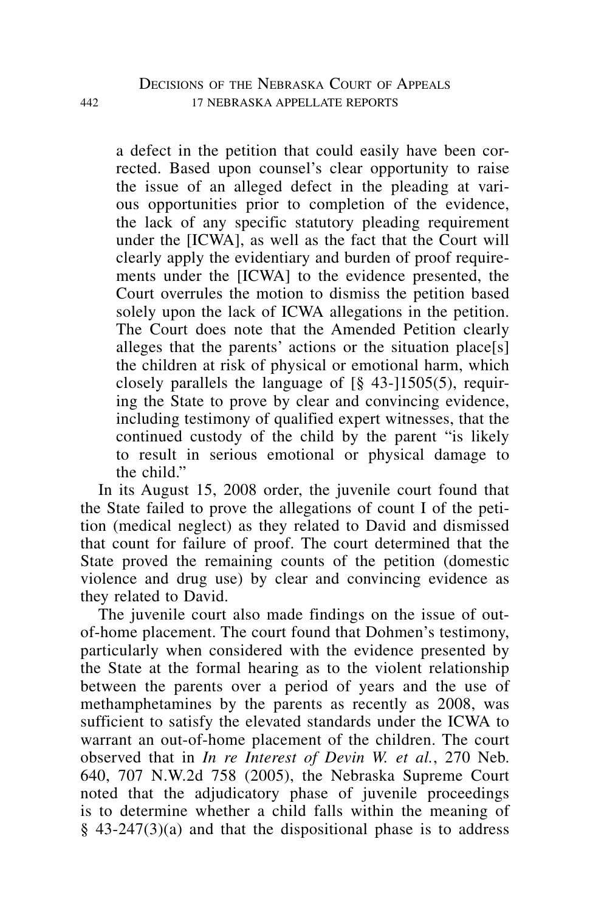> a defect in the petition that could easily have been corrected. Based upon counsel's clear opportunity to raise the issue of an alleged defect in the pleading at various opportunities prior to completion of the evidence, the lack of any specific statutory pleading requirement under the [ICWA], as well as the fact that the Court will clearly apply the evidentiary and burden of proof requirements under the [ICWA] to the evidence presented, the Court overrules the motion to dismiss the petition based solely upon the lack of ICWA allegations in the petition. The Court does note that the Amended Petition clearly alleges that the parents' actions or the situation place[s] the children at risk of physical or emotional harm, which closely parallels the language of [§ 43-]1505(5), requiring the State to prove by clear and convincing evidence, including testimony of qualified expert witnesses, that the continued custody of the child by the parent "is likely to result in serious emotional or physical damage to the child."

In its August 15, 2008 order, the juvenile court found that the State failed to prove the allegations of count I of the petition (medical neglect) as they related to David and dismissed that count for failure of proof. The court determined that the State proved the remaining counts of the petition (domestic violence and drug use) by clear and convincing evidence as they related to David.

The juvenile court also made findings on the issue of out-of-home placement. The court found that Dohmen's testimony, particularly when considered with the evidence presented by the State at the formal hearing as to the violent relationship between the parents over a period of years and the use of methamphetamines by the parents as recently as 2008, was sufficient to satisfy the elevated standards under the ICWA to warrant an out-of-home placement of the children. The court observed that in *In re Interest of Devin W. et al.*, 270 Neb. 640, 707 N.W.2d 758 (2005), the Nebraska Supreme Court noted that the adjudicatory phase of juvenile proceedings is to determine whether a child falls within the meaning of § 43-247(3)(a) and that the dispositional phase is to address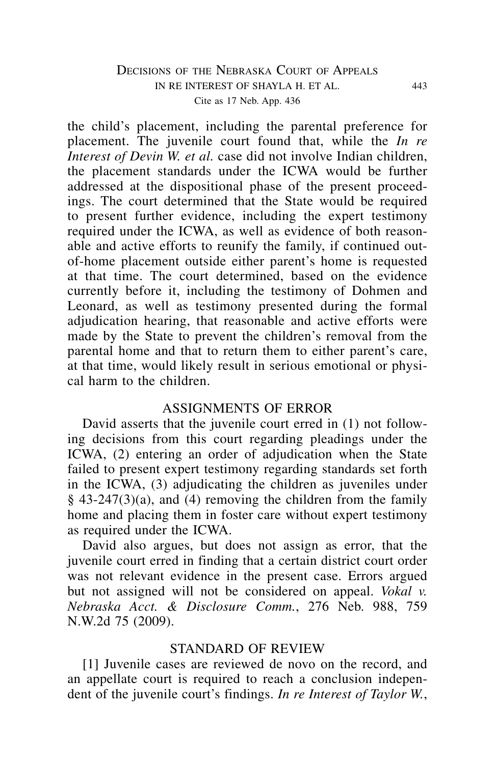the child's placement, including the parental preference for placement. The juvenile court found that, while the *In re Interest of Devin W. et al.* case did not involve Indian children, the placement standards under the ICWA would be further addressed at the dispositional phase of the present proceedings. The court determined that the State would be required to present further evidence, including the expert testimony required under the ICWA, as well as evidence of both reasonable and active efforts to reunify the family, if continued out-of-home placement outside either parent's home is requested at that time. The court determined, based on the evidence currently before it, including the testimony of Dohmen and Leonard, as well as testimony presented during the formal adjudication hearing, that reasonable and active efforts were made by the State to prevent the children's removal from the parental home and that to return them to either parent's care, at that time, would likely result in serious emotional or physical harm to the children.

## ASSIGNMENTS OF ERROR

David asserts that the juvenile court erred in (1) not following decisions from this court regarding pleadings under the ICWA, (2) entering an order of adjudication when the State failed to present expert testimony regarding standards set forth in the ICWA, (3) adjudicating the children as juveniles under § 43-247(3)(a), and (4) removing the children from the family home and placing them in foster care without expert testimony as required under the ICWA.

David also argues, but does not assign as error, that the juvenile court erred in finding that a certain district court order was not relevant evidence in the present case. Errors argued but not assigned will not be considered on appeal. *Vokal v. Nebraska Acct. & Disclosure Comm.*, 276 Neb. 988, 759 N.W.2d 75 (2009).

## STANDARD OF REVIEW

[1] Juvenile cases are reviewed de novo on the record, and an appellate court is required to reach a conclusion independent of the juvenile court's findings. *In re Interest of Taylor W.*,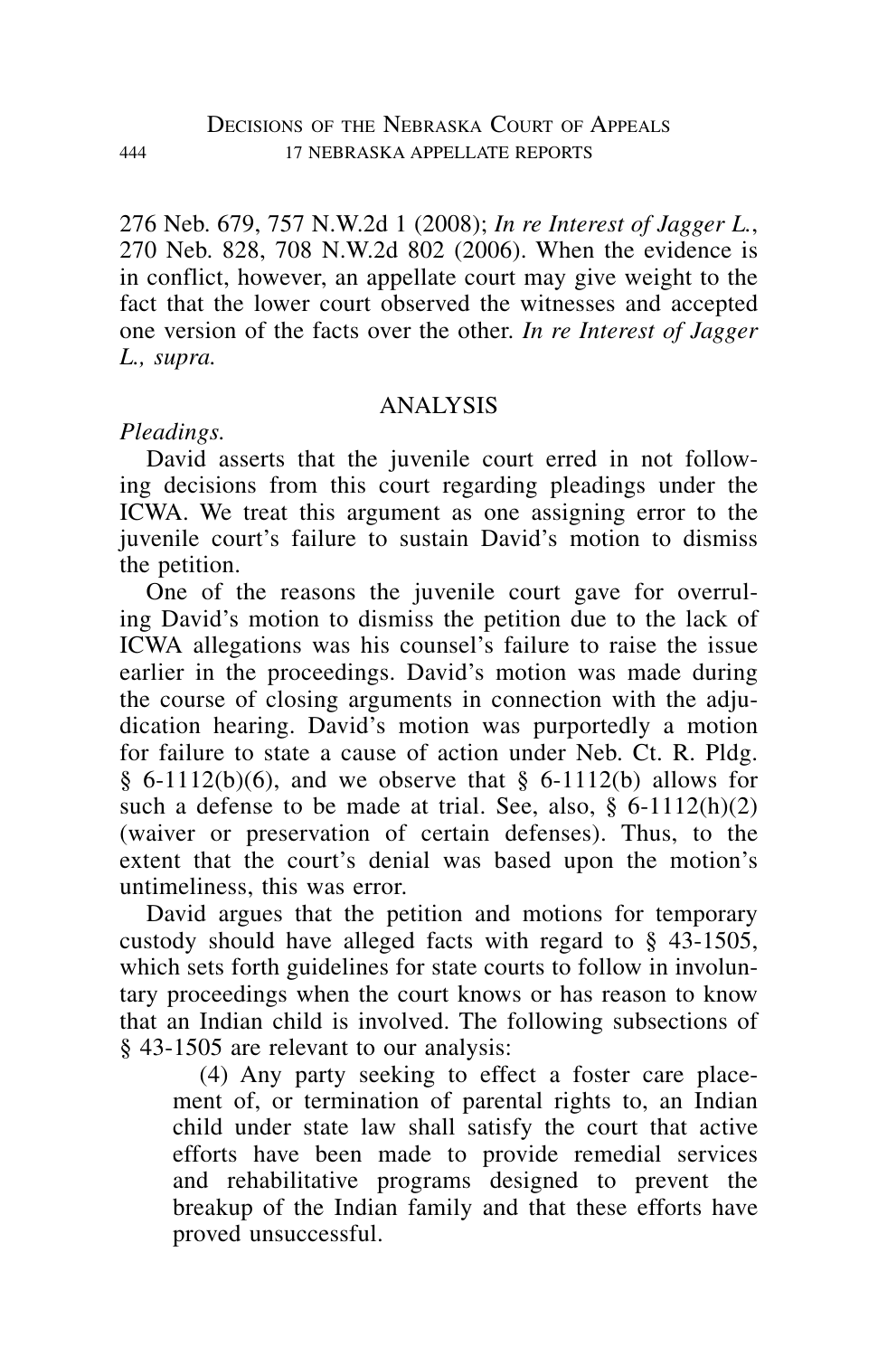276 Neb. 679, 757 N.W.2d 1 (2008); *In re Interest of Jagger L.*, 270 Neb. 828, 708 N.W.2d 802 (2006). When the evidence is in conflict, however, an appellate court may give weight to the fact that the lower court observed the witnesses and accepted one version of the facts over the other. *In re Interest of Jagger L., supra.*

## ANALYSIS

*Pleadings.*

David asserts that the juvenile court erred in not following decisions from this court regarding pleadings under the ICWA. We treat this argument as one assigning error to the juvenile court's failure to sustain David's motion to dismiss the petition.

One of the reasons the juvenile court gave for overruling David's motion to dismiss the petition due to the lack of ICWA allegations was his counsel's failure to raise the issue earlier in the proceedings. David's motion was made during the course of closing arguments in connection with the adjudication hearing. David's motion was purportedly a motion for failure to state a cause of action under Neb. Ct. R. Pldg. § 6-1112(b)(6), and we observe that § 6-1112(b) allows for such a defense to be made at trial. See, also, § 6-1112(h)(2) (waiver or preservation of certain defenses). Thus, to the extent that the court's denial was based upon the motion's untimeliness, this was error.

David argues that the petition and motions for temporary custody should have alleged facts with regard to § 43-1505, which sets forth guidelines for state courts to follow in involuntary proceedings when the court knows or has reason to know that an Indian child is involved. The following subsections of § 43-1505 are relevant to our analysis:

> (4) Any party seeking to effect a foster care placement of, or termination of parental rights to, an Indian child under state law shall satisfy the court that active efforts have been made to provide remedial services and rehabilitative programs designed to prevent the breakup of the Indian family and that these efforts have proved unsuccessful.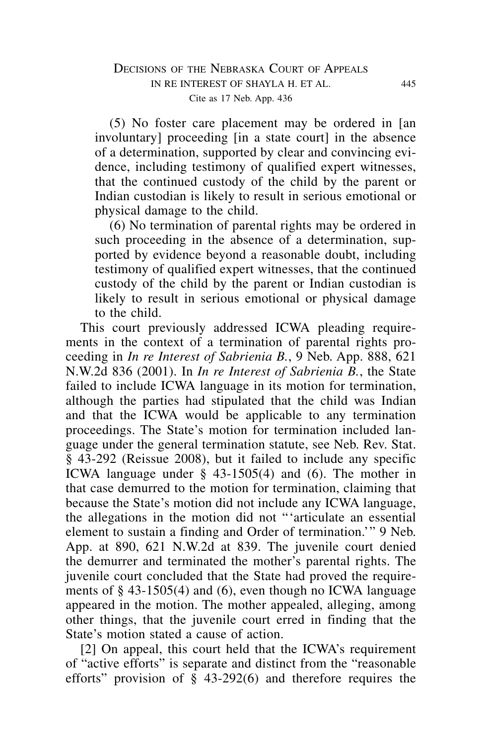(5) No foster care placement may be ordered in [an involuntary] proceeding [in a state court] in the absence of a determination, supported by clear and convincing evidence, including testimony of qualified expert witnesses, that the continued custody of the child by the parent or Indian custodian is likely to result in serious emotional or physical damage to the child.

(6) No termination of parental rights may be ordered in such proceeding in the absence of a determination, supported by evidence beyond a reasonable doubt, including testimony of qualified expert witnesses, that the continued custody of the child by the parent or Indian custodian is likely to result in serious emotional or physical damage to the child.

This court previously addressed ICWA pleading requirements in the context of a termination of parental rights proceeding in *In re Interest of Sabrienia B.*, 9 Neb. App. 888, 621 N.W.2d 836 (2001). In *In re Interest of Sabrienia B.*, the State failed to include ICWA language in its motion for termination, although the parties had stipulated that the child was Indian and that the ICWA would be applicable to any termination proceedings. The State's motion for termination included language under the general termination statute, see Neb. Rev. Stat. § 43-292 (Reissue 2008), but it failed to include any specific ICWA language under § 43-1505(4) and (6). The mother in that case demurred to the motion for termination, claiming that because the State's motion did not include any ICWA language, the allegations in the motion did not "'articulate an essential element to sustain a finding and Order of termination.'" 9 Neb. App. at 890, 621 N.W.2d at 839. The juvenile court denied the demurrer and terminated the mother's parental rights. The juvenile court concluded that the State had proved the requirements of § 43-1505(4) and (6), even though no ICWA language appeared in the motion. The mother appealed, alleging, among other things, that the juvenile court erred in finding that the State's motion stated a cause of action.

[2] On appeal, this court held that the ICWA's requirement of "active efforts" is separate and distinct from the "reasonable efforts" provision of § 43-292(6) and therefore requires the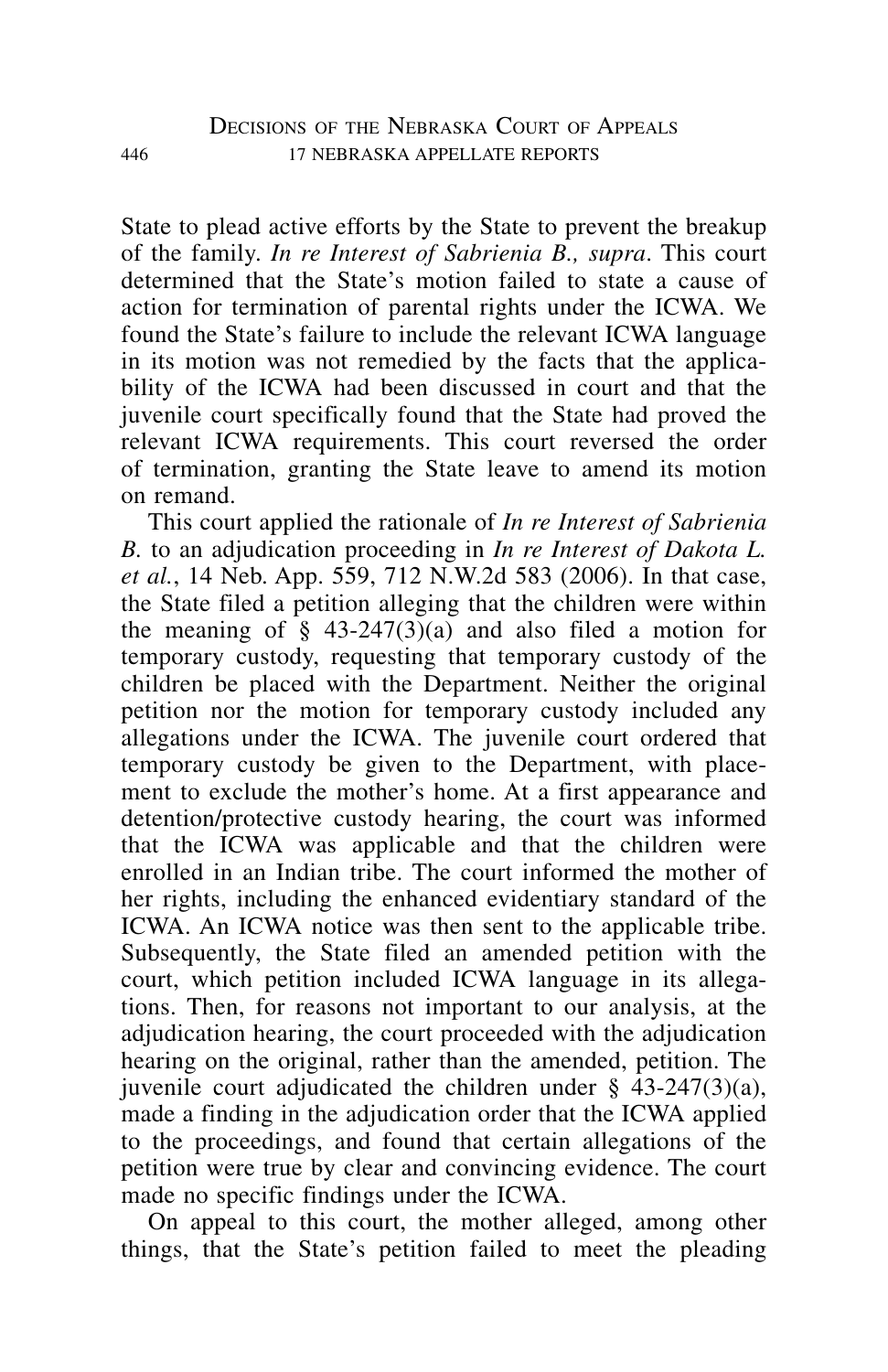State to plead active efforts by the State to prevent the breakup of the family. *In re Interest of Sabrienia B., supra*. This court determined that the State's motion failed to state a cause of action for termination of parental rights under the ICWA. We found the State's failure to include the relevant ICWA language in its motion was not remedied by the facts that the applicability of the ICWA had been discussed in court and that the juvenile court specifically found that the State had proved the relevant ICWA requirements. This court reversed the order of termination, granting the State leave to amend its motion on remand.

This court applied the rationale of *In re Interest of Sabrienia B.* to an adjudication proceeding in *In re Interest of Dakota L. et al.*, 14 Neb. App. 559, 712 N.W.2d 583 (2006). In that case, the State filed a petition alleging that the children were within the meaning of § 43-247(3)(a) and also filed a motion for temporary custody, requesting that temporary custody of the children be placed with the Department. Neither the original petition nor the motion for temporary custody included any allegations under the ICWA. The juvenile court ordered that temporary custody be given to the Department, with placement to exclude the mother's home. At a first appearance and detention/protective custody hearing, the court was informed that the ICWA was applicable and that the children were enrolled in an Indian tribe. The court informed the mother of her rights, including the enhanced evidentiary standard of the ICWA. An ICWA notice was then sent to the applicable tribe. Subsequently, the State filed an amended petition with the court, which petition included ICWA language in its allegations. Then, for reasons not important to our analysis, at the adjudication hearing, the court proceeded with the adjudication hearing on the original, rather than the amended, petition. The juvenile court adjudicated the children under § 43-247(3)(a), made a finding in the adjudication order that the ICWA applied to the proceedings, and found that certain allegations of the petition were true by clear and convincing evidence. The court made no specific findings under the ICWA.

On appeal to this court, the mother alleged, among other things, that the State's petition failed to meet the pleading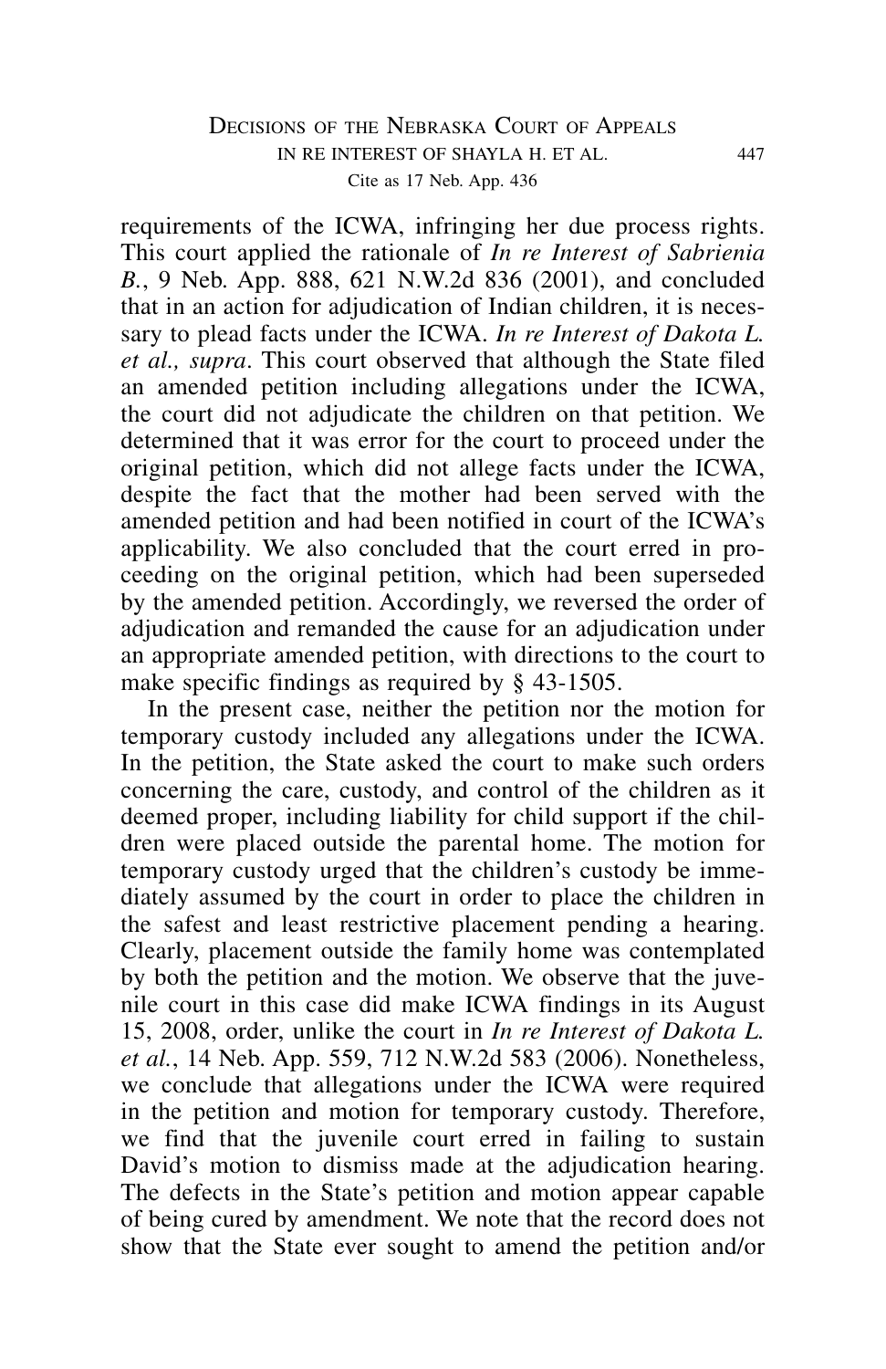requirements of the ICWA, infringing her due process rights. This court applied the rationale of *In re Interest of Sabrienia B.*, 9 Neb. App. 888, 621 N.W.2d 836 (2001), and concluded that in an action for adjudication of Indian children, it is necessary to plead facts under the ICWA. *In re Interest of Dakota L. et al., supra*. This court observed that although the State filed an amended petition including allegations under the ICWA, the court did not adjudicate the children on that petition. We determined that it was error for the court to proceed under the original petition, which did not allege facts under the ICWA, despite the fact that the mother had been served with the amended petition and had been notified in court of the ICWA's applicability. We also concluded that the court erred in proceeding on the original petition, which had been superseded by the amended petition. Accordingly, we reversed the order of adjudication and remanded the cause for an adjudication under an appropriate amended petition, with directions to the court to make specific findings as required by § 43-1505.

In the present case, neither the petition nor the motion for temporary custody included any allegations under the ICWA. In the petition, the State asked the court to make such orders concerning the care, custody, and control of the children as it deemed proper, including liability for child support if the children were placed outside the parental home. The motion for temporary custody urged that the children's custody be immediately assumed by the court in order to place the children in the safest and least restrictive placement pending a hearing. Clearly, placement outside the family home was contemplated by both the petition and the motion. We observe that the juvenile court in this case did make ICWA findings in its August 15, 2008, order, unlike the court in *In re Interest of Dakota L. et al.*, 14 Neb. App. 559, 712 N.W.2d 583 (2006). Nonetheless, we conclude that allegations under the ICWA were required in the petition and motion for temporary custody. Therefore, we find that the juvenile court erred in failing to sustain David's motion to dismiss made at the adjudication hearing. The defects in the State's petition and motion appear capable of being cured by amendment. We note that the record does not show that the State ever sought to amend the petition and/or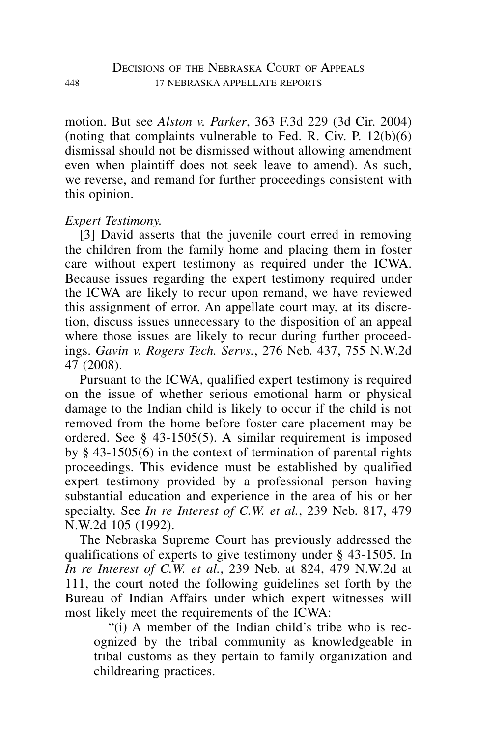motion. But see *Alston v. Parker*, 363 F.3d 229 (3d Cir. 2004) (noting that complaints vulnerable to Fed. R. Civ. P. 12(b)(6) dismissal should not be dismissed without allowing amendment even when plaintiff does not seek leave to amend). As such, we reverse, and remand for further proceedings consistent with this opinion.

*Expert Testimony.*

[3] David asserts that the juvenile court erred in removing the children from the family home and placing them in foster care without expert testimony as required under the ICWA. Because issues regarding the expert testimony required under the ICWA are likely to recur upon remand, we have reviewed this assignment of error. An appellate court may, at its discretion, discuss issues unnecessary to the disposition of an appeal where those issues are likely to recur during further proceedings. *Gavin v. Rogers Tech. Servs.*, 276 Neb. 437, 755 N.W.2d 47 (2008).

Pursuant to the ICWA, qualified expert testimony is required on the issue of whether serious emotional harm or physical damage to the Indian child is likely to occur if the child is not removed from the home before foster care placement may be ordered. See § 43-1505(5). A similar requirement is imposed by § 43-1505(6) in the context of termination of parental rights proceedings. This evidence must be established by qualified expert testimony provided by a professional person having substantial education and experience in the area of his or her specialty. See *In re Interest of C.W. et al.*, 239 Neb. 817, 479 N.W.2d 105 (1992).

The Nebraska Supreme Court has previously addressed the qualifications of experts to give testimony under § 43-1505. In *In re Interest of C.W. et al.*, 239 Neb. at 824, 479 N.W.2d at 111, the court noted the following guidelines set forth by the Bureau of Indian Affairs under which expert witnesses will most likely meet the requirements of the ICWA:

> "(i) A member of the Indian child's tribe who is recognized by the tribal community as knowledgeable in tribal customs as they pertain to family organization and childrearing practices.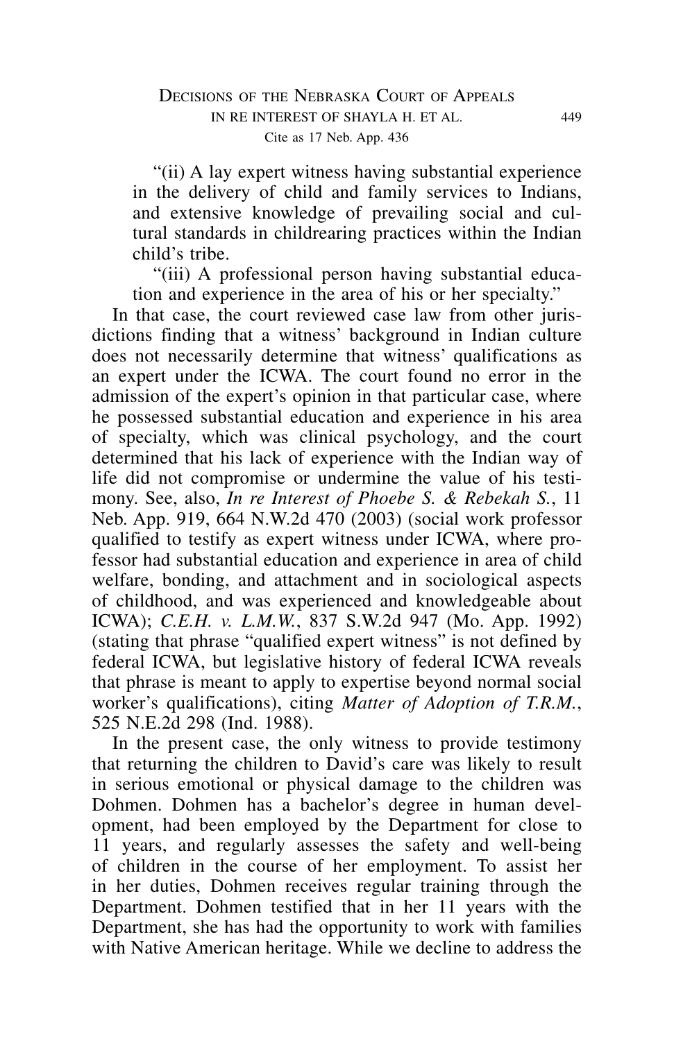"(ii) A lay expert witness having substantial experience in the delivery of child and family services to Indians, and extensive knowledge of prevailing social and cultural standards in childrearing practices within the Indian child's tribe.

"(iii) A professional person having substantial education and experience in the area of his or her specialty."

In that case, the court reviewed case law from other jurisdictions finding that a witness' background in Indian culture does not necessarily determine that witness' qualifications as an expert under the ICWA. The court found no error in the admission of the expert's opinion in that particular case, where he possessed substantial education and experience in his area of specialty, which was clinical psychology, and the court determined that his lack of experience with the Indian way of life did not compromise or undermine the value of his testimony. See, also, *In re Interest of Phoebe S. & Rebekah S.*, 11 Neb. App. 919, 664 N.W.2d 470 (2003) (social work professor qualified to testify as expert witness under ICWA, where professor had substantial education and experience in area of child welfare, bonding, and attachment and in sociological aspects of childhood, and was experienced and knowledgeable about ICWA); *C.E.H. v. L.M.W.*, 837 S.W.2d 947 (Mo. App. 1992) (stating that phrase "qualified expert witness" is not defined by federal ICWA, but legislative history of federal ICWA reveals that phrase is meant to apply to expertise beyond normal social worker's qualifications), citing *Matter of Adoption of T.R.M.*, 525 N.E.2d 298 (Ind. 1988).

In the present case, the only witness to provide testimony that returning the children to David's care was likely to result in serious emotional or physical damage to the children was Dohmen. Dohmen has a bachelor's degree in human development, had been employed by the Department for close to 11 years, and regularly assesses the safety and well-being of children in the course of her employment. To assist her in her duties, Dohmen receives regular training through the Department. Dohmen testified that in her 11 years with the Department, she has had the opportunity to work with families with Native American heritage. While we decline to address the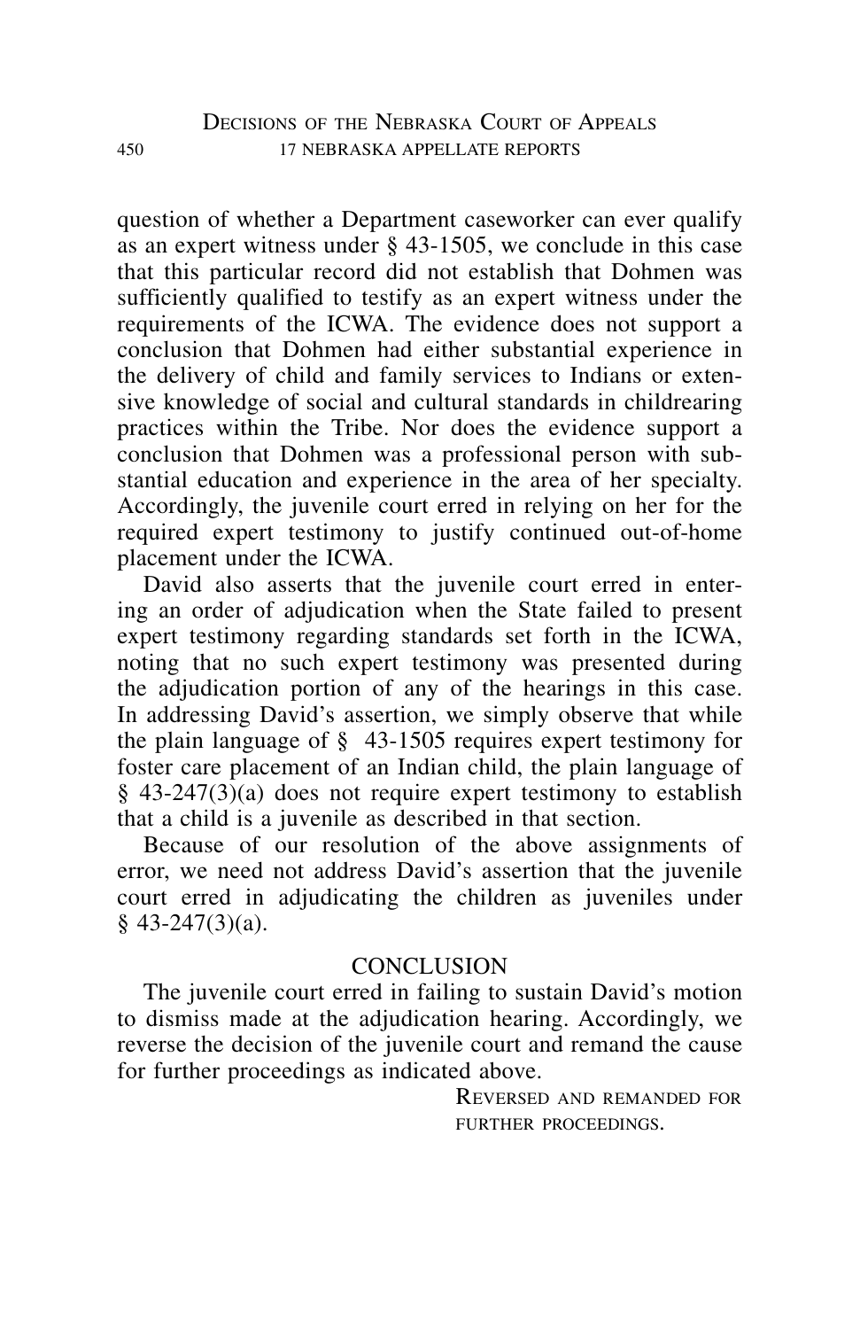question of whether a Department caseworker can ever qualify as an expert witness under § 43-1505, we conclude in this case that this particular record did not establish that Dohmen was sufficiently qualified to testify as an expert witness under the requirements of the ICWA. The evidence does not support a conclusion that Dohmen had either substantial experience in the delivery of child and family services to Indians or extensive knowledge of social and cultural standards in childrearing practices within the Tribe. Nor does the evidence support a conclusion that Dohmen was a professional person with substantial education and experience in the area of her specialty. Accordingly, the juvenile court erred in relying on her for the required expert testimony to justify continued out-of-home placement under the ICWA.

David also asserts that the juvenile court erred in entering an order of adjudication when the State failed to present expert testimony regarding standards set forth in the ICWA, noting that no such expert testimony was presented during the adjudication portion of any of the hearings in this case. In addressing David's assertion, we simply observe that while the plain language of § 43-1505 requires expert testimony for foster care placement of an Indian child, the plain language of § 43-247(3)(a) does not require expert testimony to establish that a child is a juvenile as described in that section.

Because of our resolution of the above assignments of error, we need not address David's assertion that the juvenile court erred in adjudicating the children as juveniles under § 43-247(3)(a).

## CONCLUSION

The juvenile court erred in failing to sustain David's motion to dismiss made at the adjudication hearing. Accordingly, we reverse the decision of the juvenile court and remand the cause for further proceedings as indicated above.

REVERSED AND REMANDED FOR FURTHER PROCEEDINGS.